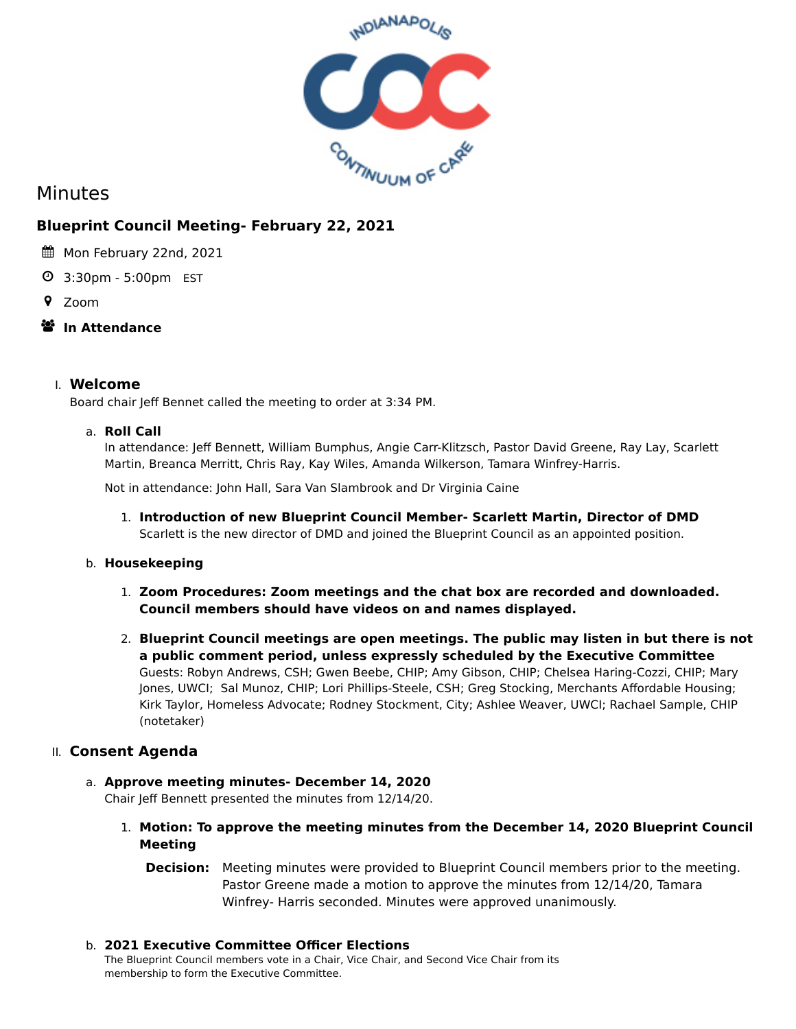# Minutes

## Blueprint Council Meeting- February 22, 2021

Mon February 22nd, 2021

3:30pm - 5:00pm EST

Zoom

**In Attendance**

### I. Welcome

Board chair Jeff Bennet called the meeting to order at 3:34 PM.

#### a. Roll Call

In attendance: Jeff Bennett, William Bumphus, Angie Carr-Klitzsch, Pastor David Greene, Ray Lay, Scarlett Martin, Breanca Merritt, Chris Ray, Kay Wiles, Amanda Wilkerson, Tamara Winfrey-Harris.

Not in attendance: John Hall, Sara Van Slambrook and Dr Virginia Caine

1. **Introduction of new Blueprint Council Member- Scarlett Martin, Director of DMD**

   Scarlett is the new director of DMD and joined the Blueprint Council as an appointed position.

#### b. Housekeeping

1. **Zoom Procedures: Zoom meetings and the chat box are recorded and downloaded. Council members should have videos on and names displayed.**

2. **Blueprint Council meetings are open meetings. The public may listen in but there is not a public comment period, unless expressly scheduled by the Executive Committee**

   Guests: Robyn Andrews, CSH; Gwen Beebe, CHIP; Amy Gibson, CHIP; Chelsea Haring-Cozzi, CHIP; Mary Jones, UWCI; Sal Munoz, CHIP; Lori Phillips-Steele, CSH; Greg Stocking, Merchants Affordable Housing; Kirk Taylor, Homeless Advocate; Rodney Stockment, City; Ashlee Weaver, UWCI; Rachael Sample, CHIP (notetaker)

### II. Consent Agenda

#### a. Approve meeting minutes- December 14, 2020

Chair Jeff Bennett presented the minutes from 12/14/20.

1. **Motion: To approve the meeting minutes from the December 14, 2020 Blueprint Council Meeting**

   **Decision:** Meeting minutes were provided to Blueprint Council members prior to the meeting. Pastor Greene made a motion to approve the minutes from 12/14/20, Tamara Winfrey- Harris seconded. Minutes were approved unanimously.

#### b. 2021 Executive Committee Officer Elections

The Blueprint Council members vote in a Chair, Vice Chair, and Second Vice Chair from its membership to form the Executive Committee.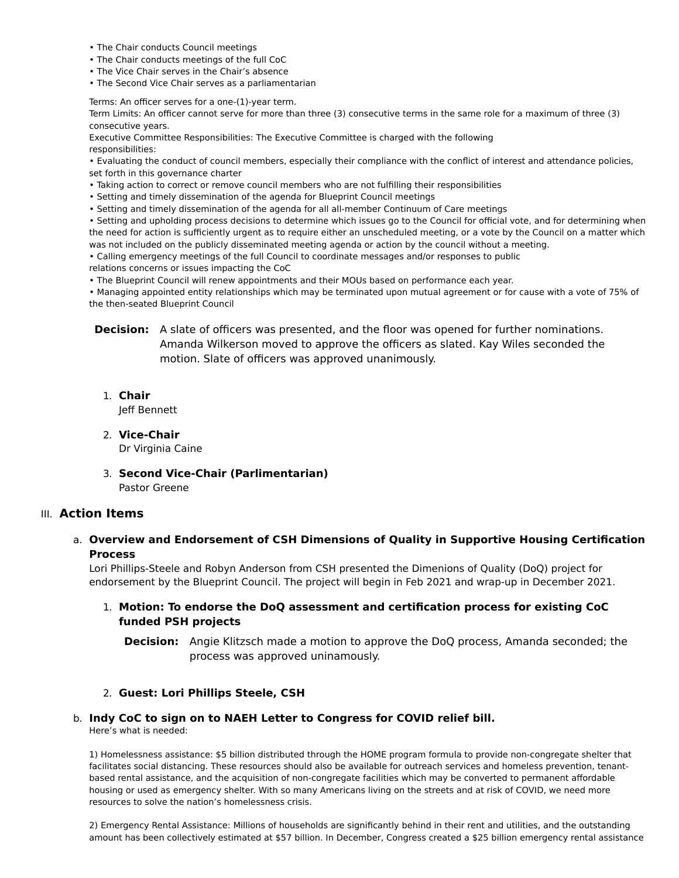- The Chair conducts Council meetings
- The Chair conducts meetings of the full CoC
- The Vice Chair serves in the Chair's absence
- The Second Vice Chair serves as a parliamentarian

Terms: An officer serves for a one-(1)-year term.
Term Limits: An officer cannot serve for more than three (3) consecutive terms in the same role for a maximum of three (3) consecutive years.
Executive Committee Responsibilities: The Executive Committee is charged with the following responsibilities:

- Evaluating the conduct of council members, especially their compliance with the conflict of interest and attendance policies, set forth in this governance charter
- Taking action to correct or remove council members who are not fulfilling their responsibilities
- Setting and timely dissemination of the agenda for Blueprint Council meetings
- Setting and timely dissemination of the agenda for all all-member Continuum of Care meetings
- Setting and upholding process decisions to determine which issues go to the Council for official vote, and for determining when the need for action is sufficiently urgent as to require either an unscheduled meeting, or a vote by the Council on a matter which was not included on the publicly disseminated meeting agenda or action by the council without a meeting.
- Calling emergency meetings of the full Council to coordinate messages and/or responses to public relations concerns or issues impacting the CoC
- The Blueprint Council will renew appointments and their MOUs based on performance each year.
- Managing appointed entity relationships which may be terminated upon mutual agreement or for cause with a vote of 75% of the then-seated Blueprint Council

**Decision:** A slate of officers was presented, and the floor was opened for further nominations. Amanda Wilkerson moved to approve the officers as slated. Kay Wiles seconded the motion. Slate of officers was approved unanimously.

1. **Chair**
   Jeff Bennett

2. **Vice-Chair**
   Dr Virginia Caine

3. **Second Vice-Chair (Parlimentarian)**
   Pastor Greene

## III. Action Items

### a. Overview and Endorsement of CSH Dimensions of Quality in Supportive Housing Certification Process

Lori Phillips-Steele and Robyn Anderson from CSH presented the Dimenions of Quality (DoQ) project for endorsement by the Blueprint Council. The project will begin in Feb 2021 and wrap-up in December 2021.

1. **Motion: To endorse the DoQ assessment and certification process for existing CoC funded PSH projects**

   **Decision:** Angie Klitzsch made a motion to approve the DoQ process, Amanda seconded; the process was approved uninamously.

2. **Guest: Lori Phillips Steele, CSH**

### b. Indy CoC to sign on to NAEH Letter to Congress for COVID relief bill.

Here's what is needed:

1) Homelessness assistance: $5 billion distributed through the HOME program formula to provide non-congregate shelter that facilitates social distancing. These resources should also be available for outreach services and homeless prevention, tenant-based rental assistance, and the acquisition of non-congregate facilities which may be converted to permanent affordable housing or used as emergency shelter. With so many Americans living on the streets and at risk of COVID, we need more resources to solve the nation's homelessness crisis.

2) Emergency Rental Assistance: Millions of households are significantly behind in their rent and utilities, and the outstanding amount has been collectively estimated at $57 billion. In December, Congress created a $25 billion emergency rental assistance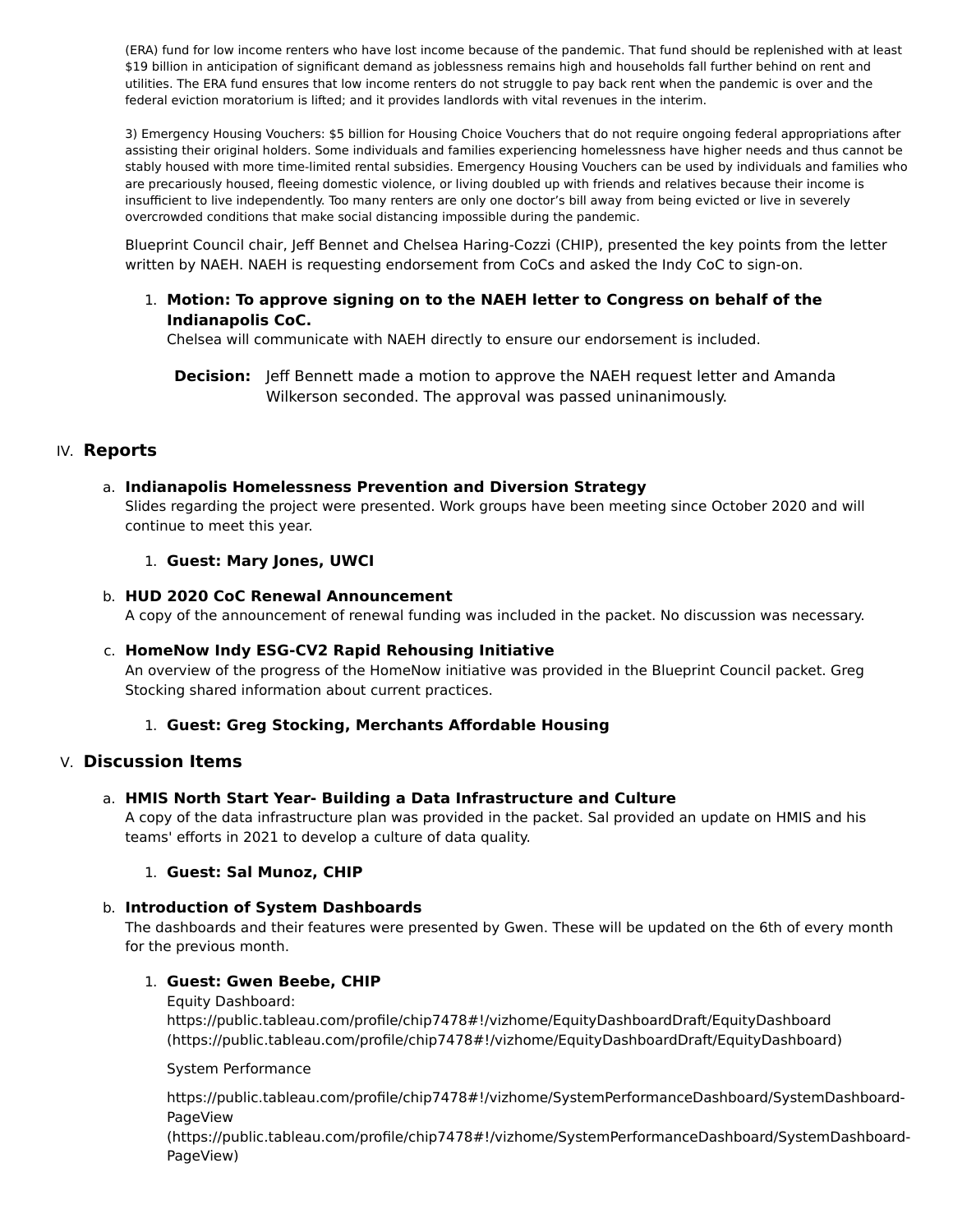(ERA) fund for low income renters who have lost income because of the pandemic. That fund should be replenished with at least $19 billion in anticipation of significant demand as joblessness remains high and households fall further behind on rent and utilities. The ERA fund ensures that low income renters do not struggle to pay back rent when the pandemic is over and the federal eviction moratorium is lifted; and it provides landlords with vital revenues in the interim.

3) Emergency Housing Vouchers: $5 billion for Housing Choice Vouchers that do not require ongoing federal appropriations after assisting their original holders. Some individuals and families experiencing homelessness have higher needs and thus cannot be stably housed with more time-limited rental subsidies. Emergency Housing Vouchers can be used by individuals and families who are precariously housed, fleeing domestic violence, or living doubled up with friends and relatives because their income is insufficient to live independently. Too many renters are only one doctor's bill away from being evicted or live in severely overcrowded conditions that make social distancing impossible during the pandemic.

Blueprint Council chair, Jeff Bennet and Chelsea Haring-Cozzi (CHIP), presented the key points from the letter written by NAEH. NAEH is requesting endorsement from CoCs and asked the Indy CoC to sign-on.

1. **Motion: To approve signing on to the NAEH letter to Congress on behalf of the Indianapolis CoC.**
   Chelsea will communicate with NAEH directly to ensure our endorsement is included.

   **Decision:** Jeff Bennett made a motion to approve the NAEH request letter and Amanda Wilkerson seconded. The approval was passed uninanimously.

## IV. Reports

a. **Indianapolis Homelessness Prevention and Diversion Strategy**
   Slides regarding the project were presented. Work groups have been meeting since October 2020 and will continue to meet this year.

   1. **Guest: Mary Jones, UWCI**

b. **HUD 2020 CoC Renewal Announcement**
   A copy of the announcement of renewal funding was included in the packet. No discussion was necessary.

c. **HomeNow Indy ESG-CV2 Rapid Rehousing Initiative**
   An overview of the progress of the HomeNow initiative was provided in the Blueprint Council packet. Greg Stocking shared information about current practices.

   1. **Guest: Greg Stocking, Merchants Affordable Housing**

## V. Discussion Items

a. **HMIS North Start Year- Building a Data Infrastructure and Culture**
   A copy of the data infrastructure plan was provided in the packet. Sal provided an update on HMIS and his teams' efforts in 2021 to develop a culture of data quality.

   1. **Guest: Sal Munoz, CHIP**

b. **Introduction of System Dashboards**
   The dashboards and their features were presented by Gwen. These will be updated on the 6th of every month for the previous month.

   1. **Guest: Gwen Beebe, CHIP**
      Equity Dashboard:
      https://public.tableau.com/profile/chip7478#!/vizhome/EquityDashboardDraft/EquityDashboard (https://public.tableau.com/profile/chip7478#!/vizhome/EquityDashboardDraft/EquityDashboard)

      System Performance

      https://public.tableau.com/profile/chip7478#!/vizhome/SystemPerformanceDashboard/SystemDashboard-PageView (https://public.tableau.com/profile/chip7478#!/vizhome/SystemPerformanceDashboard/SystemDashboard-PageView)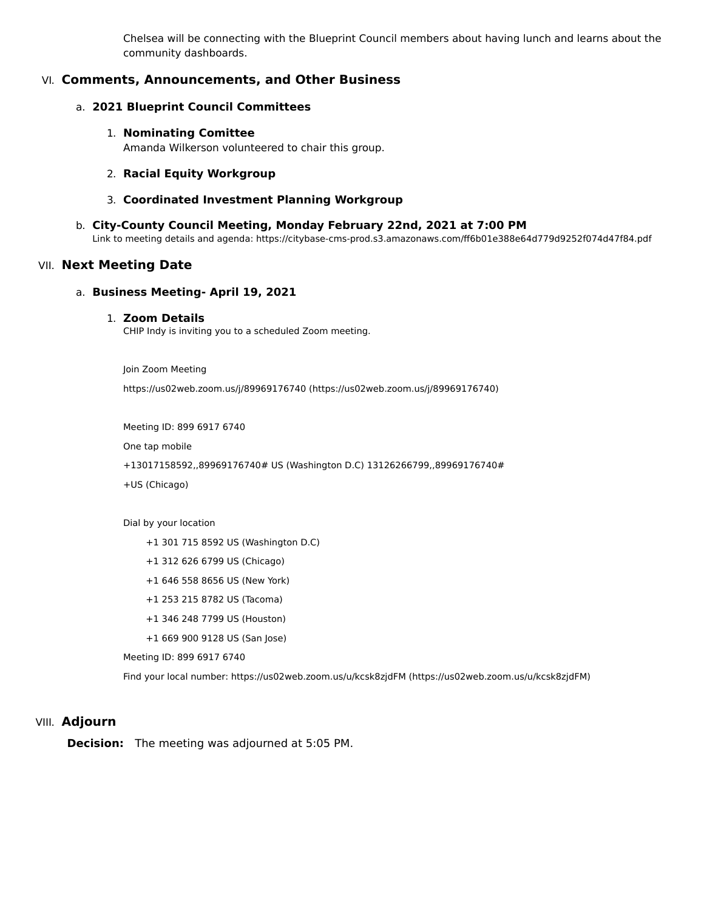Chelsea will be connecting with the Blueprint Council members about having lunch and learns about the community dashboards.

## VI. Comments, Announcements, and Other Business

### a. 2021 Blueprint Council Committees

#### 1. Nominating Comittee

Amanda Wilkerson volunteered to chair this group.

#### 2. Racial Equity Workgroup

#### 3. Coordinated Investment Planning Workgroup

### b. City-County Council Meeting, Monday February 22nd, 2021 at 7:00 PM

Link to meeting details and agenda: https://citybase-cms-prod.s3.amazonaws.com/ff6b01e388e64d779d9252f074d47f84.pdf

## VII. Next Meeting Date

### a. Business Meeting- April 19, 2021

#### 1. Zoom Details

CHIP Indy is inviting you to a scheduled Zoom meeting.

Join Zoom Meeting

https://us02web.zoom.us/j/89969176740 (https://us02web.zoom.us/j/89969176740)

Meeting ID: 899 6917 6740

One tap mobile

+13017158592,,89969176740# US (Washington D.C) 13126266799,,89969176740#

+US (Chicago)

Dial by your location

- +1 301 715 8592 US (Washington D.C)
- +1 312 626 6799 US (Chicago)
- +1 646 558 8656 US (New York)
- +1 253 215 8782 US (Tacoma)
- +1 346 248 7799 US (Houston)
- +1 669 900 9128 US (San Jose)

Meeting ID: 899 6917 6740

Find your local number: https://us02web.zoom.us/u/kcsk8zjdFM (https://us02web.zoom.us/u/kcsk8zjdFM)

## VIII. Adjourn

**Decision:** The meeting was adjourned at 5:05 PM.